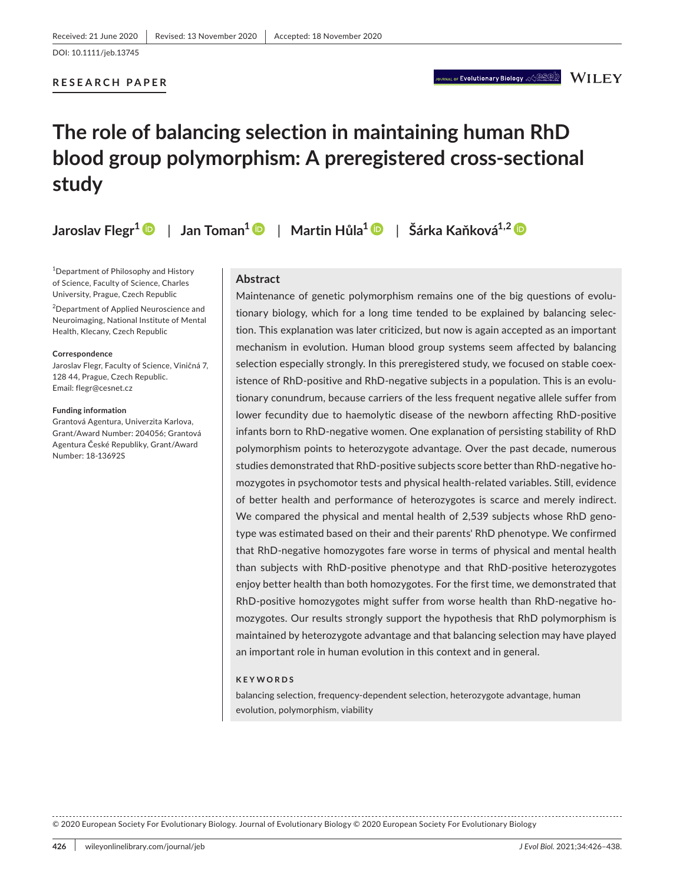Received: 21 June 2020 | Revised: 13 November 2020 | Accepted: 18 November 2020

DOI: 10.1111/jeb.13745

**RESEARCH PAPER**

# The role of balancing selection in maintaining human RhD blood group polymorphism: A preregistered cross-sectional study

**Jaroslav Flegr[1] | Jan Toman[1] | Martin Hůla[1] | Šárka Kaňková[1,2]**

[1]Department of Philosophy and History of Science, Faculty of Science, Charles University, Prague, Czech Republic

[2]Department of Applied Neuroscience and Neuroimaging, National Institute of Mental Health, Klecany, Czech Republic

**Correspondence**
Jaroslav Flegr, Faculty of Science, Viničná 7, 128 44, Prague, Czech Republic.
Email: flegr@cesnet.cz

**Funding information**
Grantová Agentura, Univerzita Karlova, Grant/Award Number: 204056; Grantová Agentura České Republiky, Grant/Award Number: 18-13692S

## Abstract

Maintenance of genetic polymorphism remains one of the big questions of evolutionary biology, which for a long time tended to be explained by balancing selection. This explanation was later criticized, but now is again accepted as an important mechanism in evolution. Human blood group systems seem affected by balancing selection especially strongly. In this preregistered study, we focused on stable coexistence of RhD-positive and RhD-negative subjects in a population. This is an evolutionary conundrum, because carriers of the less frequent negative allele suffer from lower fecundity due to haemolytic disease of the newborn affecting RhD-positive infants born to RhD-negative women. One explanation of persisting stability of RhD polymorphism points to heterozygote advantage. Over the past decade, numerous studies demonstrated that RhD-positive subjects score better than RhD-negative homozygotes in psychomotor tests and physical health-related variables. Still, evidence of better health and performance of heterozygotes is scarce and merely indirect. We compared the physical and mental health of 2,539 subjects whose RhD genotype was estimated based on their and their parents' RhD phenotype. We confirmed that RhD-negative homozygotes fare worse in terms of physical and mental health than subjects with RhD-positive phenotype and that RhD-positive heterozygotes enjoy better health than both homozygotes. For the first time, we demonstrated that RhD-positive homozygotes might suffer from worse health than RhD-negative homozygotes. Our results strongly support the hypothesis that RhD polymorphism is maintained by heterozygote advantage and that balancing selection may have played an important role in human evolution in this context and in general.

**KEYWORDS**

balancing selection, frequency-dependent selection, heterozygote advantage, human evolution, polymorphism, viability

© 2020 European Society For Evolutionary Biology. Journal of Evolutionary Biology © 2020 European Society For Evolutionary Biology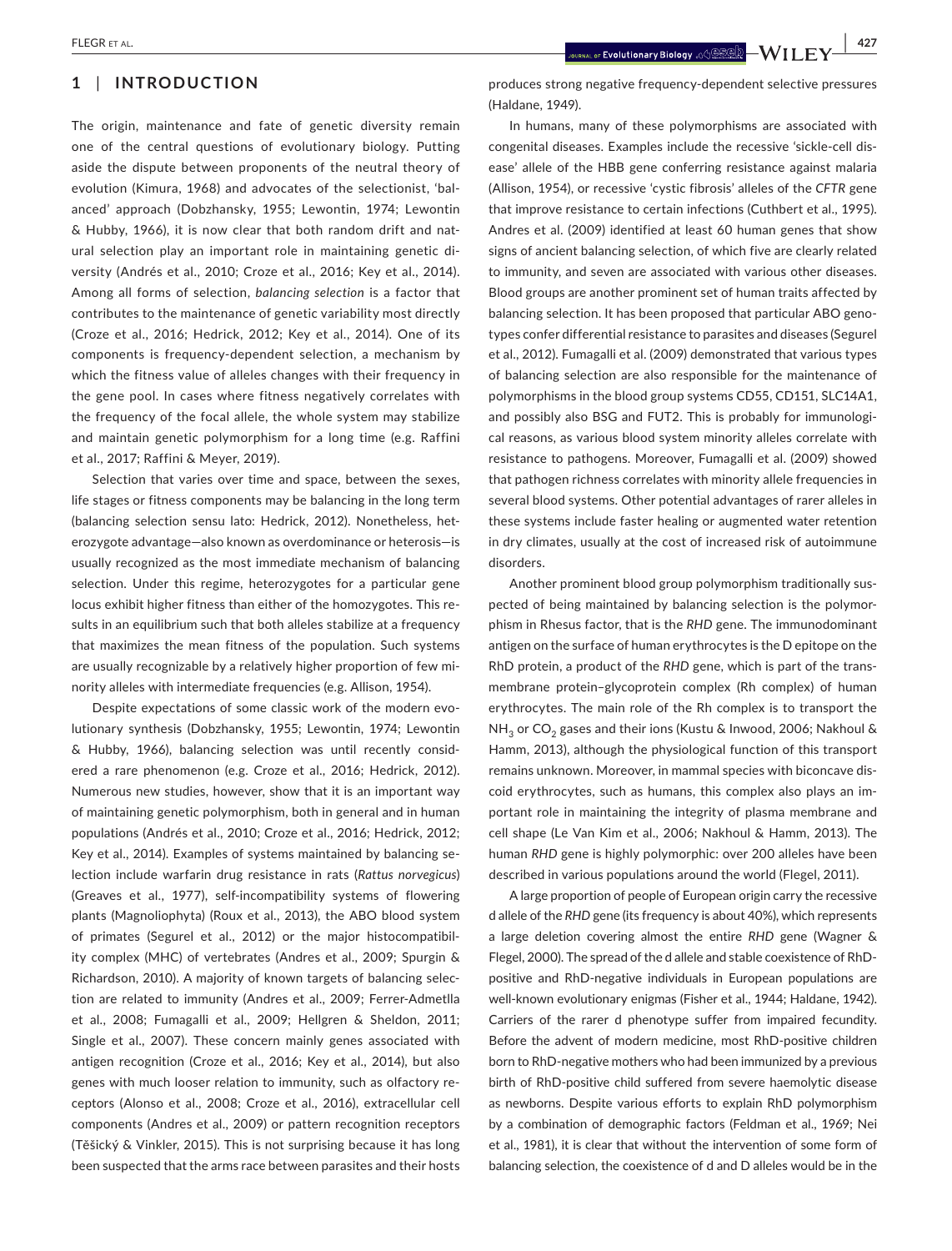## 1 | INTRODUCTION

The origin, maintenance and fate of genetic diversity remain one of the central questions of evolutionary biology. Putting aside the dispute between proponents of the neutral theory of evolution (Kimura, 1968) and advocates of the selectionist, 'balanced' approach (Dobzhansky, 1955; Lewontin, 1974; Lewontin & Hubby, 1966), it is now clear that both random drift and natural selection play an important role in maintaining genetic diversity (Andrés et al., 2010; Croze et al., 2016; Key et al., 2014). Among all forms of selection, *balancing selection* is a factor that contributes to the maintenance of genetic variability most directly (Croze et al., 2016; Hedrick, 2012; Key et al., 2014). One of its components is frequency-dependent selection, a mechanism by which the fitness value of alleles changes with their frequency in the gene pool. In cases where fitness negatively correlates with the frequency of the focal allele, the whole system may stabilize and maintain genetic polymorphism for a long time (e.g. Raffini et al., 2017; Raffini & Meyer, 2019).

Selection that varies over time and space, between the sexes, life stages or fitness components may be balancing in the long term (balancing selection sensu lato: Hedrick, 2012). Nonetheless, heterozygote advantage—also known as overdominance or heterosis—is usually recognized as the most immediate mechanism of balancing selection. Under this regime, heterozygotes for a particular gene locus exhibit higher fitness than either of the homozygotes. This results in an equilibrium such that both alleles stabilize at a frequency that maximizes the mean fitness of the population. Such systems are usually recognizable by a relatively higher proportion of few minority alleles with intermediate frequencies (e.g. Allison, 1954).

Despite expectations of some classic work of the modern evolutionary synthesis (Dobzhansky, 1955; Lewontin, 1974; Lewontin & Hubby, 1966), balancing selection was until recently considered a rare phenomenon (e.g. Croze et al., 2016; Hedrick, 2012). Numerous new studies, however, show that it is an important way of maintaining genetic polymorphism, both in general and in human populations (Andrés et al., 2010; Croze et al., 2016; Hedrick, 2012; Key et al., 2014). Examples of systems maintained by balancing selection include warfarin drug resistance in rats (*Rattus norvegicus*) (Greaves et al., 1977), self-incompatibility systems of flowering plants (Magnoliophyta) (Roux et al., 2013), the ABO blood system of primates (Segurel et al., 2012) or the major histocompatibility complex (MHC) of vertebrates (Andres et al., 2009; Spurgin & Richardson, 2010). A majority of known targets of balancing selection are related to immunity (Andres et al., 2009; Ferrer-Admetlla et al., 2008; Fumagalli et al., 2009; Hellgren & Sheldon, 2011; Single et al., 2007). These concern mainly genes associated with antigen recognition (Croze et al., 2016; Key et al., 2014), but also genes with much looser relation to immunity, such as olfactory receptors (Alonso et al., 2008; Croze et al., 2016), extracellular cell components (Andres et al., 2009) or pattern recognition receptors (Těšický & Vinkler, 2015). This is not surprising because it has long been suspected that the arms race between parasites and their hosts produces strong negative frequency-dependent selective pressures (Haldane, 1949).

In humans, many of these polymorphisms are associated with congenital diseases. Examples include the recessive 'sickle-cell disease' allele of the HBB gene conferring resistance against malaria (Allison, 1954), or recessive 'cystic fibrosis' alleles of the *CFTR* gene that improve resistance to certain infections (Cuthbert et al., 1995). Andres et al. (2009) identified at least 60 human genes that show signs of ancient balancing selection, of which five are clearly related to immunity, and seven are associated with various other diseases. Blood groups are another prominent set of human traits affected by balancing selection. It has been proposed that particular ABO genotypes confer differential resistance to parasites and diseases (Segurel et al., 2012). Fumagalli et al. (2009) demonstrated that various types of balancing selection are also responsible for the maintenance of polymorphisms in the blood group systems CD55, CD151, SLC14A1, and possibly also BSG and FUT2. This is probably for immunological reasons, as various blood system minority alleles correlate with resistance to pathogens. Moreover, Fumagalli et al. (2009) showed that pathogen richness correlates with minority allele frequencies in several blood systems. Other potential advantages of rarer alleles in these systems include faster healing or augmented water retention in dry climates, usually at the cost of increased risk of autoimmune disorders.

Another prominent blood group polymorphism traditionally suspected of being maintained by balancing selection is the polymorphism in Rhesus factor, that is the *RHD* gene. The immunodominant antigen on the surface of human erythrocytes is the D epitope on the RhD protein, a product of the *RHD* gene, which is part of the transmembrane protein–glycoprotein complex (Rh complex) of human erythrocytes. The main role of the Rh complex is to transport the $NH_3$ or $CO_2$ gases and their ions (Kustu & Inwood, 2006; Nakhoul & Hamm, 2013), although the physiological function of this transport remains unknown. Moreover, in mammal species with biconcave discoid erythrocytes, such as humans, this complex also plays an important role in maintaining the integrity of plasma membrane and cell shape (Le Van Kim et al., 2006; Nakhoul & Hamm, 2013). The human *RHD* gene is highly polymorphic: over 200 alleles have been described in various populations around the world (Flegel, 2011).

A large proportion of people of European origin carry the recessive d allele of the *RHD* gene (its frequency is about 40%), which represents a large deletion covering almost the entire *RHD* gene (Wagner & Flegel, 2000). The spread of the d allele and stable coexistence of RhD-positive and RhD-negative individuals in European populations are well-known evolutionary enigmas (Fisher et al., 1944; Haldane, 1942). Carriers of the rarer d phenotype suffer from impaired fecundity. Before the advent of modern medicine, most RhD-positive children born to RhD-negative mothers who had been immunized by a previous birth of RhD-positive child suffered from severe haemolytic disease as newborns. Despite various efforts to explain RhD polymorphism by a combination of demographic factors (Feldman et al., 1969; Nei et al., 1981), it is clear that without the intervention of some form of balancing selection, the coexistence of d and D alleles would be in the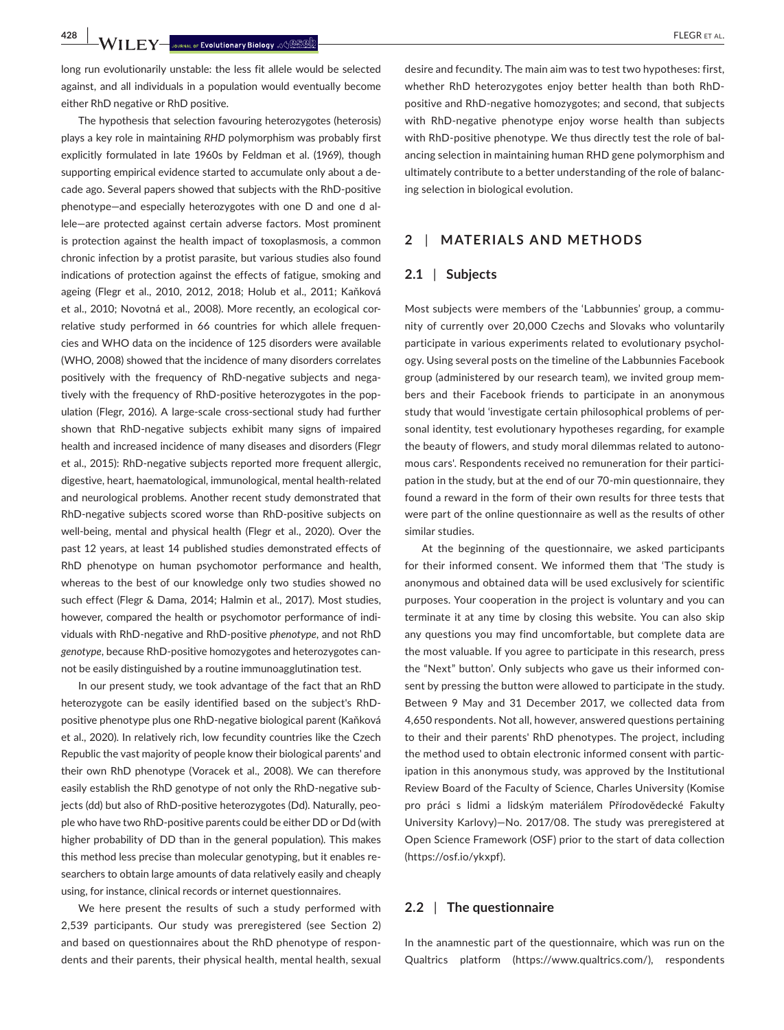long run evolutionarily unstable: the less fit allele would be selected against, and all individuals in a population would eventually become either RhD negative or RhD positive.

The hypothesis that selection favouring heterozygotes (heterosis) plays a key role in maintaining *RHD* polymorphism was probably first explicitly formulated in late 1960s by Feldman et al. (1969), though supporting empirical evidence started to accumulate only about a decade ago. Several papers showed that subjects with the RhD-positive phenotype—and especially heterozygotes with one D and one d allele—are protected against certain adverse factors. Most prominent is protection against the health impact of toxoplasmosis, a common chronic infection by a protist parasite, but various studies also found indications of protection against the effects of fatigue, smoking and ageing (Flegr et al., 2010, 2012, 2018; Holub et al., 2011; Kaňková et al., 2010; Novotná et al., 2008). More recently, an ecological correlative study performed in 66 countries for which allele frequencies and WHO data on the incidence of 125 disorders were available (WHO, 2008) showed that the incidence of many disorders correlates positively with the frequency of RhD-negative subjects and negatively with the frequency of RhD-positive heterozygotes in the population (Flegr, 2016). A large-scale cross-sectional study had further shown that RhD-negative subjects exhibit many signs of impaired health and increased incidence of many diseases and disorders (Flegr et al., 2015): RhD-negative subjects reported more frequent allergic, digestive, heart, haematological, immunological, mental health-related and neurological problems. Another recent study demonstrated that RhD-negative subjects scored worse than RhD-positive subjects on well-being, mental and physical health (Flegr et al., 2020). Over the past 12 years, at least 14 published studies demonstrated effects of RhD phenotype on human psychomotor performance and health, whereas to the best of our knowledge only two studies showed no such effect (Flegr & Dama, 2014; Halmin et al., 2017). Most studies, however, compared the health or psychomotor performance of individuals with RhD-negative and RhD-positive *phenotype*, and not RhD *genotype*, because RhD-positive homozygotes and heterozygotes cannot be easily distinguished by a routine immunoagglutination test.

In our present study, we took advantage of the fact that an RhD heterozygote can be easily identified based on the subject's RhD-positive phenotype plus one RhD-negative biological parent (Kaňková et al., 2020). In relatively rich, low fecundity countries like the Czech Republic the vast majority of people know their biological parents' and their own RhD phenotype (Voracek et al., 2008). We can therefore easily establish the RhD genotype of not only the RhD-negative subjects (dd) but also of RhD-positive heterozygotes (Dd). Naturally, people who have two RhD-positive parents could be either DD or Dd (with higher probability of DD than in the general population). This makes this method less precise than molecular genotyping, but it enables researchers to obtain large amounts of data relatively easily and cheaply using, for instance, clinical records or internet questionnaires.

We here present the results of such a study performed with 2,539 participants. Our study was preregistered (see Section 2) and based on questionnaires about the RhD phenotype of respondents and their parents, their physical health, mental health, sexual desire and fecundity. The main aim was to test two hypotheses: first, whether RhD heterozygotes enjoy better health than both RhD-positive and RhD-negative homozygotes; and second, that subjects with RhD-negative phenotype enjoy worse health than subjects with RhD-positive phenotype. We thus directly test the role of balancing selection in maintaining human RHD gene polymorphism and ultimately contribute to a better understanding of the role of balancing selection in biological evolution.

## 2 | MATERIALS AND METHODS

### 2.1 | Subjects

Most subjects were members of the 'Labbunnies' group, a community of currently over 20,000 Czechs and Slovaks who voluntarily participate in various experiments related to evolutionary psychology. Using several posts on the timeline of the Labbunnies Facebook group (administered by our research team), we invited group members and their Facebook friends to participate in an anonymous study that would 'investigate certain philosophical problems of personal identity, test evolutionary hypotheses regarding, for example the beauty of flowers, and study moral dilemmas related to autonomous cars'. Respondents received no remuneration for their participation in the study, but at the end of our 70-min questionnaire, they found a reward in the form of their own results for three tests that were part of the online questionnaire as well as the results of other similar studies.

At the beginning of the questionnaire, we asked participants for their informed consent. We informed them that 'The study is anonymous and obtained data will be used exclusively for scientific purposes. Your cooperation in the project is voluntary and you can terminate it at any time by closing this website. You can also skip any questions you may find uncomfortable, but complete data are the most valuable. If you agree to participate in this research, press the "Next" button'. Only subjects who gave us their informed consent by pressing the button were allowed to participate in the study. Between 9 May and 31 December 2017, we collected data from 4,650 respondents. Not all, however, answered questions pertaining to their and their parents' RhD phenotypes. The project, including the method used to obtain electronic informed consent with participation in this anonymous study, was approved by the Institutional Review Board of the Faculty of Science, Charles University (Komise pro práci s lidmi a lidským materiálem Přírodovědecké Fakulty University Karlovy)—No. 2017/08. The study was preregistered at Open Science Framework (OSF) prior to the start of data collection (https://osf.io/ykxpf).

### 2.2 | The questionnaire

In the anamnestic part of the questionnaire, which was run on the Qualtrics platform (https://www.qualtrics.com/), respondents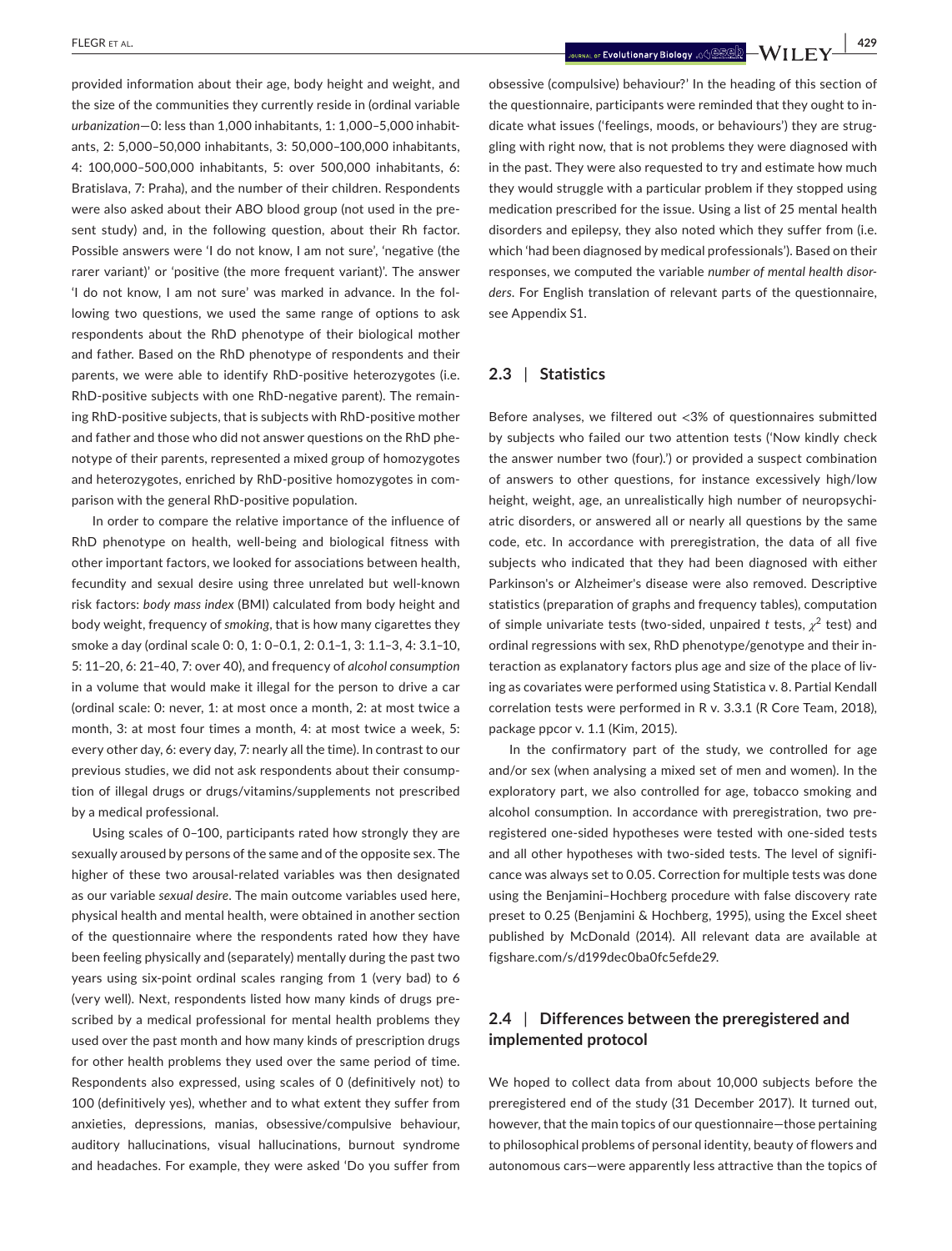provided information about their age, body height and weight, and the size of the communities they currently reside in (ordinal variable *urbanization*—0: less than 1,000 inhabitants, 1: 1,000–5,000 inhabitants, 2: 5,000–50,000 inhabitants, 3: 50,000–100,000 inhabitants, 4: 100,000–500,000 inhabitants, 5: over 500,000 inhabitants, 6: Bratislava, 7: Praha), and the number of their children. Respondents were also asked about their ABO blood group (not used in the present study) and, in the following question, about their Rh factor. Possible answers were 'I do not know, I am not sure', 'negative (the rarer variant)' or 'positive (the more frequent variant)'. The answer 'I do not know, I am not sure' was marked in advance. In the following two questions, we used the same range of options to ask respondents about the RhD phenotype of their biological mother and father. Based on the RhD phenotype of respondents and their parents, we were able to identify RhD-positive heterozygotes (i.e. RhD-positive subjects with one RhD-negative parent). The remaining RhD-positive subjects, that is subjects with RhD-positive mother and father and those who did not answer questions on the RhD phenotype of their parents, represented a mixed group of homozygotes and heterozygotes, enriched by RhD-positive homozygotes in comparison with the general RhD-positive population.

In order to compare the relative importance of the influence of RhD phenotype on health, well-being and biological fitness with other important factors, we looked for associations between health, fecundity and sexual desire using three unrelated but well-known risk factors: *body mass index* (BMI) calculated from body height and body weight, frequency of *smoking*, that is how many cigarettes they smoke a day (ordinal scale 0: 0, 1: 0–0.1, 2: 0.1–1, 3: 1.1–3, 4: 3.1–10, 5: 11–20, 6: 21–40, 7: over 40), and frequency of *alcohol consumption* in a volume that would make it illegal for the person to drive a car (ordinal scale: 0: never, 1: at most once a month, 2: at most twice a month, 3: at most four times a month, 4: at most twice a week, 5: every other day, 6: every day, 7: nearly all the time). In contrast to our previous studies, we did not ask respondents about their consumption of illegal drugs or drugs/vitamins/supplements not prescribed by a medical professional.

Using scales of 0–100, participants rated how strongly they are sexually aroused by persons of the same and of the opposite sex. The higher of these two arousal-related variables was then designated as our variable *sexual desire*. The main outcome variables used here, physical health and mental health, were obtained in another section of the questionnaire where the respondents rated how they have been feeling physically and (separately) mentally during the past two years using six-point ordinal scales ranging from 1 (very bad) to 6 (very well). Next, respondents listed how many kinds of drugs prescribed by a medical professional for mental health problems they used over the past month and how many kinds of prescription drugs for other health problems they used over the same period of time. Respondents also expressed, using scales of 0 (definitively not) to 100 (definitively yes), whether and to what extent they suffer from anxieties, depressions, manias, obsessive/compulsive behaviour, auditory hallucinations, visual hallucinations, burnout syndrome and headaches. For example, they were asked 'Do you suffer from obsessive (compulsive) behaviour?' In the heading of this section of the questionnaire, participants were reminded that they ought to indicate what issues ('feelings, moods, or behaviours') they are struggling with right now, that is not problems they were diagnosed with in the past. They were also requested to try and estimate how much they would struggle with a particular problem if they stopped using medication prescribed for the issue. Using a list of 25 mental health disorders and epilepsy, they also noted which they suffer from (i.e. which 'had been diagnosed by medical professionals'). Based on their responses, we computed the variable *number of mental health disorders*. For English translation of relevant parts of the questionnaire, see Appendix S1.

## 2.3 | Statistics

Before analyses, we filtered out <3% of questionnaires submitted by subjects who failed our two attention tests ('Now kindly check the answer number two (four).') or provided a suspect combination of answers to other questions, for instance excessively high/low height, weight, age, an unrealistically high number of neuropsychiatric disorders, or answered all or nearly all questions by the same code, etc. In accordance with preregistration, the data of all five subjects who indicated that they had been diagnosed with either Parkinson's or Alzheimer's disease were also removed. Descriptive statistics (preparation of graphs and frequency tables), computation of simple univariate tests (two-sided, unpaired *t* tests, $\chi^2$ test) and ordinal regressions with sex, RhD phenotype/genotype and their interaction as explanatory factors plus age and size of the place of living as covariates were performed using Statistica v. 8. Partial Kendall correlation tests were performed in R v. 3.3.1 (R Core Team, 2018), package ppcor v. 1.1 (Kim, 2015).

In the confirmatory part of the study, we controlled for age and/or sex (when analysing a mixed set of men and women). In the exploratory part, we also controlled for age, tobacco smoking and alcohol consumption. In accordance with preregistration, two preregistered one-sided hypotheses were tested with one-sided tests and all other hypotheses with two-sided tests. The level of significance was always set to 0.05. Correction for multiple tests was done using the Benjamini–Hochberg procedure with false discovery rate preset to 0.25 (Benjamini & Hochberg, 1995), using the Excel sheet published by McDonald (2014). All relevant data are available at figshare.com/s/d199dec0ba0fc5efde29.

## 2.4 | Differences between the preregistered and implemented protocol

We hoped to collect data from about 10,000 subjects before the preregistered end of the study (31 December 2017). It turned out, however, that the main topics of our questionnaire—those pertaining to philosophical problems of personal identity, beauty of flowers and autonomous cars—were apparently less attractive than the topics of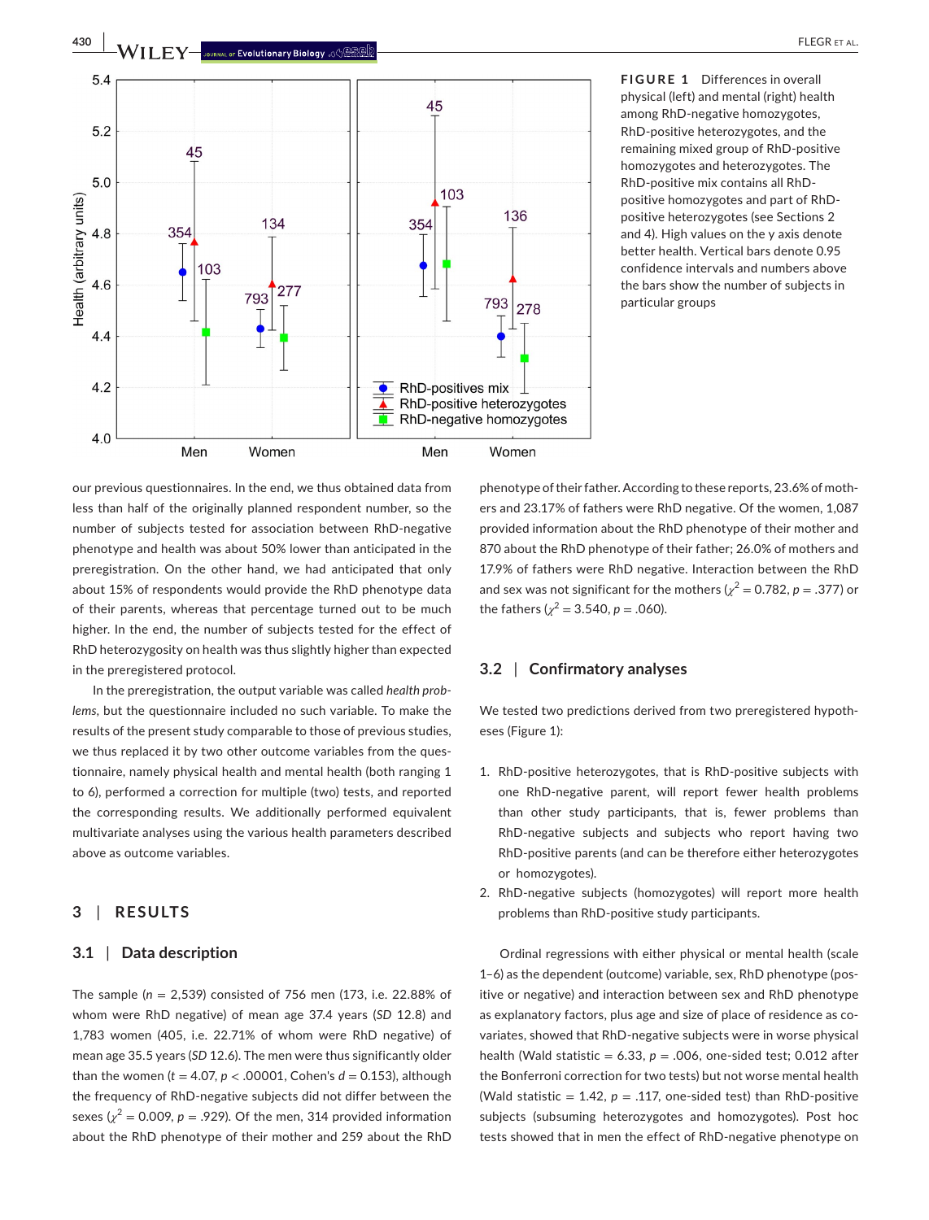**FIGURE 1** Differences in overall physical (left) and mental (right) health among RhD-negative homozygotes, RhD-positive heterozygotes, and the remaining mixed group of RhD-positive homozygotes and heterozygotes. The RhD-positive mix contains all RhD-positive homozygotes and part of RhD-positive heterozygotes (see Sections 2 and 4). High values on the y axis denote better health. Vertical bars denote 0.95 confidence intervals and numbers above the bars show the number of subjects in particular groups

our previous questionnaires. In the end, we thus obtained data from less than half of the originally planned respondent number, so the number of subjects tested for association between RhD-negative phenotype and health was about 50% lower than anticipated in the preregistration. On the other hand, we had anticipated that only about 15% of respondents would provide the RhD phenotype data of their parents, whereas that percentage turned out to be much higher. In the end, the number of subjects tested for the effect of RhD heterozygosity on health was thus slightly higher than expected in the preregistered protocol.

In the preregistration, the output variable was called *health problems*, but the questionnaire included no such variable. To make the results of the present study comparable to those of previous studies, we thus replaced it by two other outcome variables from the questionnaire, namely physical health and mental health (both ranging 1 to 6), performed a correction for multiple (two) tests, and reported the corresponding results. We additionally performed equivalent multivariate analyses using the various health parameters described above as outcome variables.

## 3 | RESULTS

### 3.1 | Data description

The sample ($n$ = 2,539) consisted of 756 men (173, i.e. 22.88% of whom were RhD negative) of mean age 37.4 years ($SD$ 12.8) and 1,783 women (405, i.e. 22.71% of whom were RhD negative) of mean age 35.5 years ($SD$ 12.6). The men were thus significantly older than the women ($t$ = 4.07, $p$ < .00001, Cohen's $d$ = 0.153), although the frequency of RhD-negative subjects did not differ between the sexes ($\chi^2$ = 0.009, $p$ = .929). Of the men, 314 provided information about the RhD phenotype of their mother and 259 about the RhD phenotype of their father. According to these reports, 23.6% of mothers and 23.17% of fathers were RhD negative. Of the women, 1,087 provided information about the RhD phenotype of their mother and 870 about the RhD phenotype of their father; 26.0% of mothers and 17.9% of fathers were RhD negative. Interaction between the RhD and sex was not significant for the mothers ($\chi^2$ = 0.782, $p$ = .377) or the fathers ($\chi^2$ = 3.540, $p$ = .060).

### 3.2 | Confirmatory analyses

We tested two predictions derived from two preregistered hypotheses (Figure 1):

1. RhD-positive heterozygotes, that is RhD-positive subjects with one RhD-negative parent, will report fewer health problems than other study participants, that is, fewer problems than RhD-negative subjects and subjects who report having two RhD-positive parents (and can be therefore either heterozygotes or homozygotes).
2. RhD-negative subjects (homozygotes) will report more health problems than RhD-positive study participants.

Ordinal regressions with either physical or mental health (scale 1–6) as the dependent (outcome) variable, sex, RhD phenotype (positive or negative) and interaction between sex and RhD phenotype as explanatory factors, plus age and size of place of residence as covariates, showed that RhD-negative subjects were in worse physical health (Wald statistic = 6.33, $p$ = .006, one-sided test; 0.012 after the Bonferroni correction for two tests) but not worse mental health (Wald statistic = 1.42, $p$ = .117, one-sided test) than RhD-positive subjects (subsuming heterozygotes and homozygotes). Post hoc tests showed that in men the effect of RhD-negative phenotype on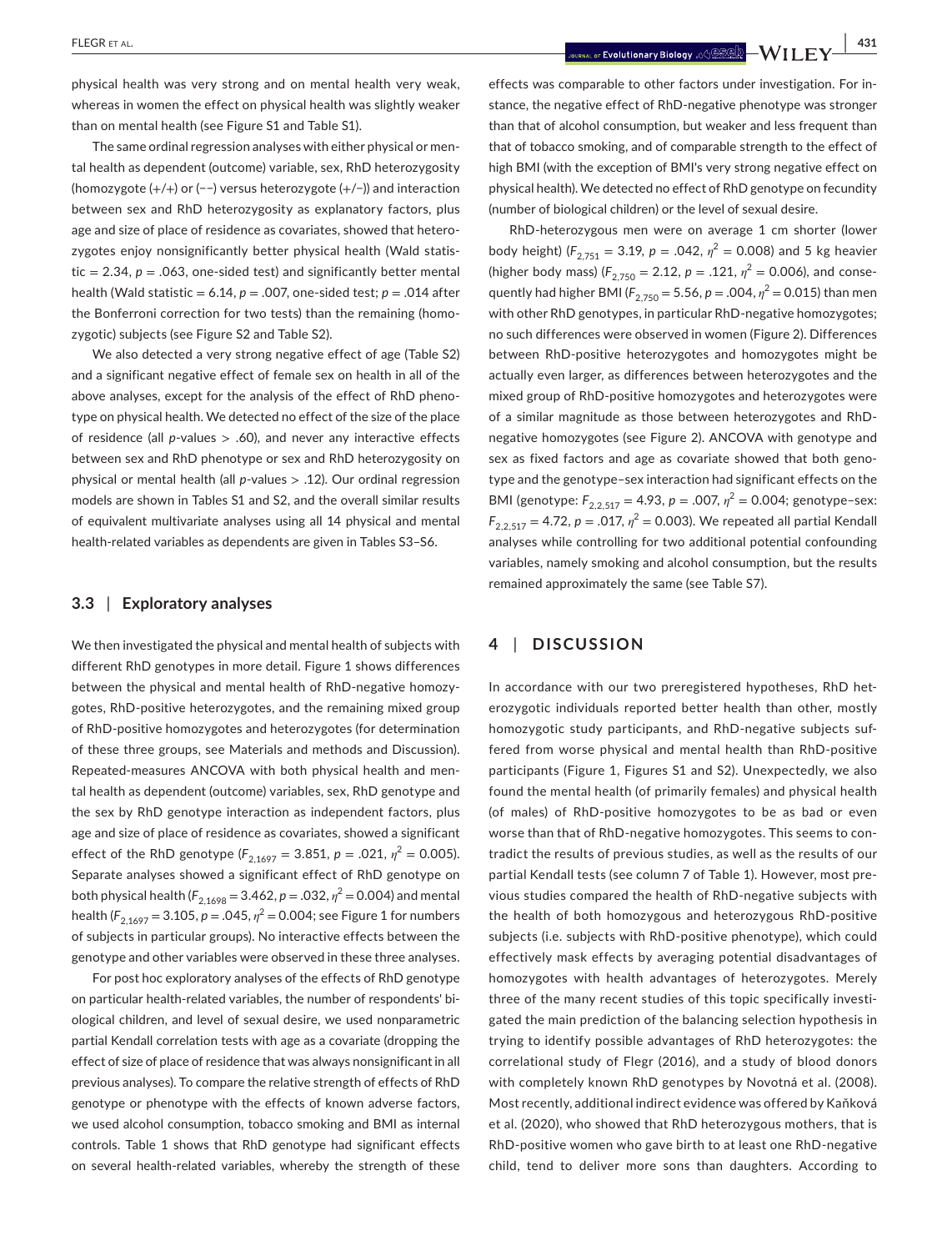physical health was very strong and on mental health very weak, whereas in women the effect on physical health was slightly weaker than on mental health (see Figure S1 and Table S1).

The same ordinal regression analyses with either physical or mental health as dependent (outcome) variable, sex, RhD heterozygosity (homozygote (+/+) or (−−) versus heterozygote (+/−)) and interaction between sex and RhD heterozygosity as explanatory factors, plus age and size of place of residence as covariates, showed that heterozygotes enjoy nonsignificantly better physical health (Wald statistic = 2.34, $p = .063$, one-sided test) and significantly better mental health (Wald statistic = 6.14, $p = .007$, one-sided test; $p = .014$ after the Bonferroni correction for two tests) than the remaining (homozygotic) subjects (see Figure S2 and Table S2).

We also detected a very strong negative effect of age (Table S2) and a significant negative effect of female sex on health in all of the above analyses, except for the analysis of the effect of RhD phenotype on physical health. We detected no effect of the size of the place of residence (all $p$-values > .60), and never any interactive effects between sex and RhD phenotype or sex and RhD heterozygosity on physical or mental health (all $p$-values > .12). Our ordinal regression models are shown in Tables S1 and S2, and the overall similar results of equivalent multivariate analyses using all 14 physical and mental health-related variables as dependents are given in Tables S3–S6.

### 3.3 | Exploratory analyses

We then investigated the physical and mental health of subjects with different RhD genotypes in more detail. Figure 1 shows differences between the physical and mental health of RhD-negative homozygotes, RhD-positive heterozygotes, and the remaining mixed group of RhD-positive homozygotes and heterozygotes (for determination of these three groups, see Materials and methods and Discussion). Repeated-measures ANCOVA with both physical health and mental health as dependent (outcome) variables, sex, RhD genotype and the sex by RhD genotype interaction as independent factors, plus age and size of place of residence as covariates, showed a significant effect of the RhD genotype ($F_{2,1697} = 3.851$, $p = .021$, $\eta^2 = 0.005$). Separate analyses showed a significant effect of RhD genotype on both physical health ($F_{2,1698} = 3.462$, $p = .032$, $\eta^2 = 0.004$) and mental health ($F_{2,1697} = 3.105$, $p = .045$, $\eta^2 = 0.004$; see Figure 1 for numbers of subjects in particular groups). No interactive effects between the genotype and other variables were observed in these three analyses.

For post hoc exploratory analyses of the effects of RhD genotype on particular health-related variables, the number of respondents' biological children, and level of sexual desire, we used nonparametric partial Kendall correlation tests with age as a covariate (dropping the effect of size of place of residence that was always nonsignificant in all previous analyses). To compare the relative strength of effects of RhD genotype or phenotype with the effects of known adverse factors, we used alcohol consumption, tobacco smoking and BMI as internal controls. Table 1 shows that RhD genotype had significant effects on several health-related variables, whereby the strength of these effects was comparable to other factors under investigation. For instance, the negative effect of RhD-negative phenotype was stronger than that of alcohol consumption, but weaker and less frequent than that of tobacco smoking, and of comparable strength to the effect of high BMI (with the exception of BMI's very strong negative effect on physical health). We detected no effect of RhD genotype on fecundity (number of biological children) or the level of sexual desire.

RhD-heterozygous men were on average 1 cm shorter (lower body height) ($F_{2,751} = 3.19$, $p = .042$, $\eta^2 = 0.008$) and 5 kg heavier (higher body mass) ($F_{2,750} = 2.12$, $p = .121$, $\eta^2 = 0.006$), and consequently had higher BMI ($F_{2,750} = 5.56$, $p = .004$, $\eta^2 = 0.015$) than men with other RhD genotypes, in particular RhD-negative homozygotes; no such differences were observed in women (Figure 2). Differences between RhD-positive heterozygotes and homozygotes might be actually even larger, as differences between heterozygotes and the mixed group of RhD-positive homozygotes and heterozygotes were of a similar magnitude as those between heterozygotes and RhD-negative homozygotes (see Figure 2). ANCOVA with genotype and sex as fixed factors and age as covariate showed that both genotype and the genotype–sex interaction had significant effects on the BMI (genotype: $F_{2,2,517} = 4.93$, $p = .007$, $\eta^2 = 0.004$; genotype–sex: $F_{2,2,517} = 4.72$, $p = .017$, $\eta^2 = 0.003$). We repeated all partial Kendall analyses while controlling for two additional potential confounding variables, namely smoking and alcohol consumption, but the results remained approximately the same (see Table S7).

## 4 | DISCUSSION

In accordance with our two preregistered hypotheses, RhD heterozygotic individuals reported better health than other, mostly homozygotic study participants, and RhD-negative subjects suffered from worse physical and mental health than RhD-positive participants (Figure 1, Figures S1 and S2). Unexpectedly, we also found the mental health (of primarily females) and physical health (of males) of RhD-positive homozygotes to be as bad or even worse than that of RhD-negative homozygotes. This seems to contradict the results of previous studies, as well as the results of our partial Kendall tests (see column 7 of Table 1). However, most previous studies compared the health of RhD-negative subjects with the health of both homozygous and heterozygous RhD-positive subjects (i.e. subjects with RhD-positive phenotype), which could effectively mask effects by averaging potential disadvantages of homozygotes with health advantages of heterozygotes. Merely three of the many recent studies of this topic specifically investigated the main prediction of the balancing selection hypothesis in trying to identify possible advantages of RhD heterozygotes: the correlational study of Flegr (2016), and a study of blood donors with completely known RhD genotypes by Novotná et al. (2008). Most recently, additional indirect evidence was offered by Kaňková et al. (2020), who showed that RhD heterozygous mothers, that is RhD-positive women who gave birth to at least one RhD-negative child, tend to deliver more sons than daughters. According to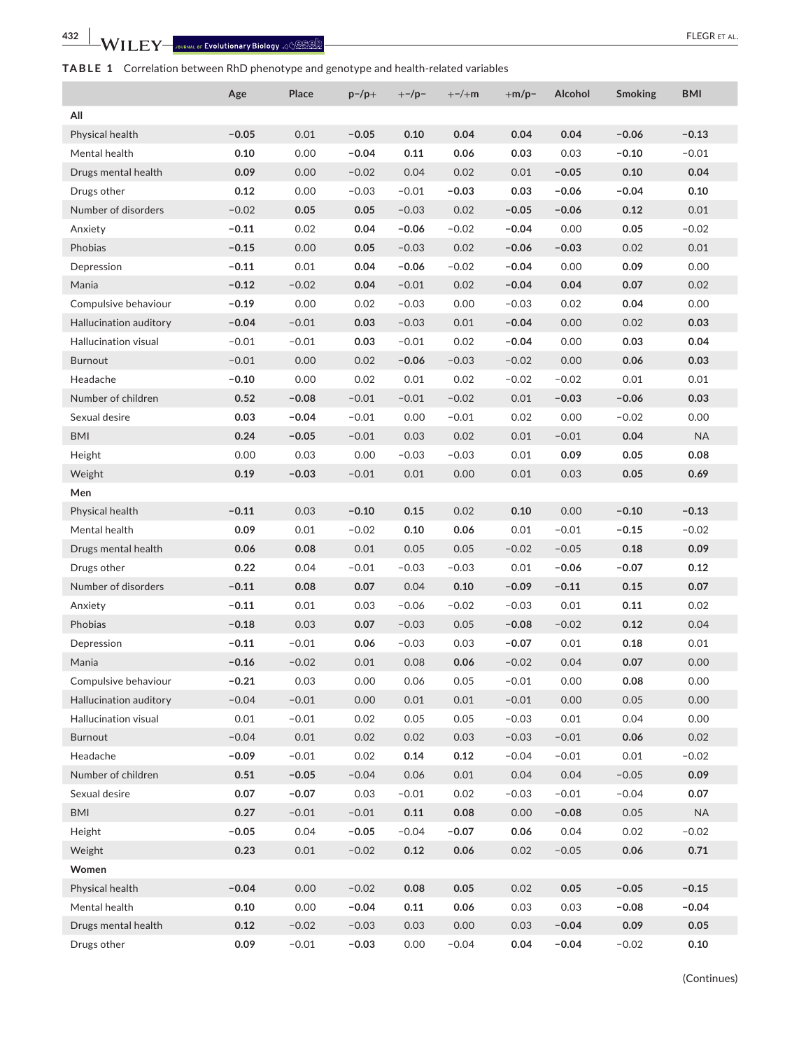**TABLE 1** Correlation between RhD phenotype and genotype and health-related variables

| | Age | Place | p−/p+ | +−/p− | +−/+m | +m/p− | Alcohol | Smoking | BMI |
|---|---|---|---|---|---|---|---|---|---|
| **All** | | | | | | | | | |
| Physical health | **−0.05** | 0.01 | **−0.05** | **0.10** | **0.04** | **0.04** | **0.04** | **−0.06** | **−0.13** |
| Mental health | **0.10** | 0.00 | **−0.04** | **0.11** | **0.06** | **0.03** | 0.03 | **−0.10** | −0.01 |
| Drugs mental health | **0.09** | 0.00 | −0.02 | 0.04 | 0.02 | 0.01 | **−0.05** | **0.10** | **0.04** |
| Drugs other | **0.12** | 0.00 | −0.03 | −0.01 | **−0.03** | **0.03** | **−0.06** | **−0.04** | **0.10** |
| Number of disorders | −0.02 | **0.05** | **0.05** | −0.03 | 0.02 | **−0.05** | **−0.06** | **0.12** | 0.01 |
| Anxiety | **−0.11** | 0.02 | **0.04** | **−0.06** | −0.02 | **−0.04** | 0.00 | **0.05** | −0.02 |
| Phobias | **−0.15** | 0.00 | **0.05** | −0.03 | 0.02 | **−0.06** | **−0.03** | 0.02 | 0.01 |
| Depression | **−0.11** | 0.01 | **0.04** | **−0.06** | −0.02 | **−0.04** | 0.00 | **0.09** | 0.00 |
| Mania | **−0.12** | −0.02 | **0.04** | −0.01 | 0.02 | **−0.04** | **0.04** | **0.07** | 0.02 |
| Compulsive behaviour | **−0.19** | 0.00 | 0.02 | −0.03 | 0.00 | −0.03 | 0.02 | **0.04** | 0.00 |
| Hallucination auditory | **−0.04** | −0.01 | **0.03** | −0.03 | 0.01 | **−0.04** | 0.00 | 0.02 | **0.03** |
| Hallucination visual | −0.01 | −0.01 | **0.03** | −0.01 | 0.02 | **−0.04** | 0.00 | **0.03** | **0.04** |
| Burnout | −0.01 | 0.00 | 0.02 | **−0.06** | −0.03 | −0.02 | 0.00 | **0.06** | **0.03** |
| Headache | **−0.10** | 0.00 | 0.02 | 0.01 | 0.02 | −0.02 | −0.02 | 0.01 | 0.01 |
| Number of children | **0.52** | **−0.08** | −0.01 | −0.01 | −0.02 | 0.01 | **−0.03** | **−0.06** | **0.03** |
| Sexual desire | **0.03** | **−0.04** | −0.01 | 0.00 | −0.01 | 0.02 | 0.00 | −0.02 | 0.00 |
| BMI | **0.24** | **−0.05** | −0.01 | 0.03 | 0.02 | 0.01 | −0.01 | **0.04** | NA |
| Height | 0.00 | 0.03 | 0.00 | −0.03 | −0.03 | 0.01 | **0.09** | **0.05** | **0.08** |
| Weight | **0.19** | **−0.03** | −0.01 | 0.01 | 0.00 | 0.01 | 0.03 | **0.05** | **0.69** |
| **Men** | | | | | | | | | |
| Physical health | **−0.11** | 0.03 | **−0.10** | **0.15** | 0.02 | **0.10** | 0.00 | **−0.10** | **−0.13** |
| Mental health | **0.09** | 0.01 | −0.02 | **0.10** | **0.06** | 0.01 | −0.01 | **−0.15** | −0.02 |
| Drugs mental health | **0.06** | **0.08** | 0.01 | 0.05 | 0.05 | −0.02 | −0.05 | **0.18** | **0.09** |
| Drugs other | **0.22** | 0.04 | −0.01 | −0.03 | −0.03 | 0.01 | **−0.06** | **−0.07** | **0.12** |
| Number of disorders | **−0.11** | **0.08** | **0.07** | 0.04 | **0.10** | **−0.09** | **−0.11** | **0.15** | **0.07** |
| Anxiety | **−0.11** | 0.01 | 0.03 | −0.06 | −0.02 | −0.03 | 0.01 | **0.11** | 0.02 |
| Phobias | **−0.18** | 0.03 | **0.07** | −0.03 | 0.05 | **−0.08** | −0.02 | **0.12** | 0.04 |
| Depression | **−0.11** | −0.01 | **0.06** | −0.03 | 0.03 | **−0.07** | 0.01 | **0.18** | 0.01 |
| Mania | **−0.16** | −0.02 | 0.01 | 0.08 | **0.06** | −0.02 | 0.04 | **0.07** | 0.00 |
| Compulsive behaviour | **−0.21** | 0.03 | 0.00 | 0.06 | 0.05 | −0.01 | 0.00 | **0.08** | 0.00 |
| Hallucination auditory | −0.04 | −0.01 | 0.00 | 0.01 | 0.01 | −0.01 | 0.00 | 0.05 | 0.00 |
| Hallucination visual | 0.01 | −0.01 | 0.02 | 0.05 | 0.05 | −0.03 | 0.01 | 0.04 | 0.00 |
| Burnout | −0.04 | 0.01 | 0.02 | 0.02 | 0.03 | −0.03 | −0.01 | **0.06** | 0.02 |
| Headache | **−0.09** | −0.01 | 0.02 | **0.14** | **0.12** | −0.04 | −0.01 | 0.01 | −0.02 |
| Number of children | **0.51** | **−0.05** | −0.04 | 0.06 | 0.01 | 0.04 | 0.04 | −0.05 | **0.09** |
| Sexual desire | **0.07** | **−0.07** | 0.03 | −0.01 | 0.02 | −0.03 | −0.01 | −0.04 | **0.07** |
| BMI | **0.27** | −0.01 | −0.01 | **0.11** | **0.08** | 0.00 | **−0.08** | 0.05 | NA |
| Height | **−0.05** | 0.04 | **−0.05** | −0.04 | **−0.07** | **0.06** | 0.04 | 0.02 | −0.02 |
| Weight | **0.23** | 0.01 | −0.02 | **0.12** | **0.06** | 0.02 | −0.05 | **0.06** | **0.71** |
| **Women** | | | | | | | | | |
| Physical health | **−0.04** | 0.00 | −0.02 | **0.08** | **0.05** | 0.02 | **0.05** | **−0.05** | **−0.15** |
| Mental health | **0.10** | 0.00 | **−0.04** | **0.11** | **0.06** | 0.03 | 0.03 | **−0.08** | **−0.04** |
| Drugs mental health | **0.12** | −0.02 | −0.03 | 0.03 | 0.00 | 0.03 | **−0.04** | **0.09** | **0.05** |
| Drugs other | **0.09** | −0.01 | **−0.03** | 0.00 | −0.04 | **0.04** | **−0.04** | −0.02 | **0.10** |

(Continues)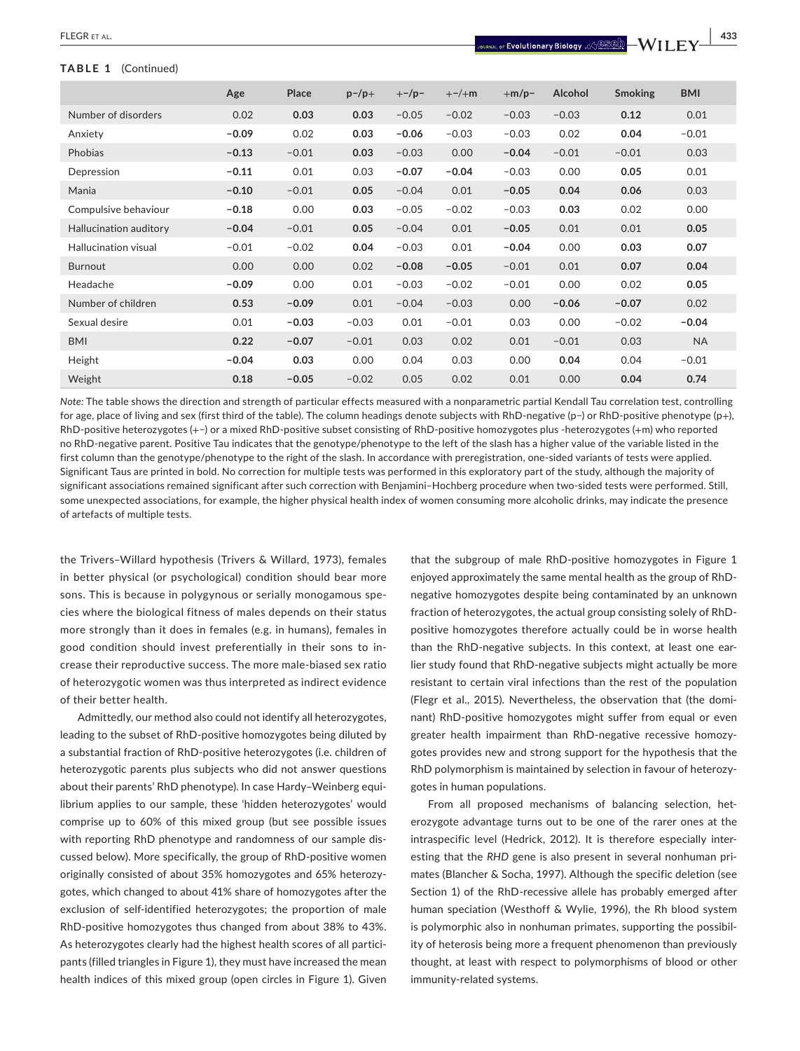**TABLE 1** (Continued)

| | Age | Place | p−/p+ | +−/p− | +−/+m | +m/p− | Alcohol | Smoking | BMI |
|---|---|---|---|---|---|---|---|---|---|
| Number of disorders | 0.02 | **0.03** | **0.03** | −0.05 | −0.02 | −0.03 | −0.03 | **0.12** | 0.01 |
| Anxiety | **−0.09** | 0.02 | **0.03** | **−0.06** | −0.03 | −0.03 | 0.02 | **0.04** | −0.01 |
| Phobias | **−0.13** | −0.01 | **0.03** | −0.03 | 0.00 | **−0.04** | −0.01 | −0.01 | 0.03 |
| Depression | **−0.11** | 0.01 | 0.03 | **−0.07** | **−0.04** | −0.03 | 0.00 | **0.05** | 0.01 |
| Mania | **−0.10** | −0.01 | **0.05** | −0.04 | 0.01 | **−0.05** | **0.04** | **0.06** | 0.03 |
| Compulsive behaviour | **−0.18** | 0.00 | **0.03** | −0.05 | −0.02 | −0.03 | **0.03** | 0.02 | 0.00 |
| Hallucination auditory | **−0.04** | −0.01 | **0.05** | −0.04 | 0.01 | **−0.05** | 0.01 | 0.01 | **0.05** |
| Hallucination visual | −0.01 | −0.02 | **0.04** | −0.03 | 0.01 | **−0.04** | 0.00 | **0.03** | **0.07** |
| Burnout | 0.00 | 0.00 | 0.02 | **−0.08** | **−0.05** | −0.01 | 0.01 | **0.07** | **0.04** |
| Headache | **−0.09** | 0.00 | 0.01 | −0.03 | −0.02 | −0.01 | 0.00 | 0.02 | **0.05** |
| Number of children | **0.53** | **−0.09** | 0.01 | −0.04 | −0.03 | 0.00 | **−0.06** | **−0.07** | 0.02 |
| Sexual desire | 0.01 | **−0.03** | −0.03 | 0.01 | −0.01 | 0.03 | 0.00 | −0.02 | **−0.04** |
| BMI | **0.22** | **−0.07** | −0.01 | 0.03 | 0.02 | 0.01 | −0.01 | 0.03 | NA |
| Height | **−0.04** | **0.03** | 0.00 | 0.04 | 0.03 | 0.00 | **0.04** | 0.04 | −0.01 |
| Weight | **0.18** | **−0.05** | −0.02 | 0.05 | 0.02 | 0.01 | 0.00 | **0.04** | **0.74** |

*Note:* The table shows the direction and strength of particular effects measured with a nonparametric partial Kendall Tau correlation test, controlling for age, place of living and sex (first third of the table). The column headings denote subjects with RhD-negative (p−) or RhD-positive phenotype (p+), RhD-positive heterozygotes (+−) or a mixed RhD-positive subset consisting of RhD-positive homozygotes plus -heterozygotes (+m) who reported no RhD-negative parent. Positive Tau indicates that the genotype/phenotype to the left of the slash has a higher value of the variable listed in the first column than the genotype/phenotype to the right of the slash. In accordance with preregistration, one-sided variants of tests were applied. Significant Taus are printed in bold. No correction for multiple tests was performed in this exploratory part of the study, although the majority of significant associations remained significant after such correction with Benjamini–Hochberg procedure when two-sided tests were performed. Still, some unexpected associations, for example, the higher physical health index of women consuming more alcoholic drinks, may indicate the presence of artefacts of multiple tests.

the Trivers–Willard hypothesis (Trivers & Willard, 1973), females in better physical (or psychological) condition should bear more sons. This is because in polygynous or serially monogamous species where the biological fitness of males depends on their status more strongly than it does in females (e.g. in humans), females in good condition should invest preferentially in their sons to increase their reproductive success. The more male-biased sex ratio of heterozygotic women was thus interpreted as indirect evidence of their better health.

Admittedly, our method also could not identify all heterozygotes, leading to the subset of RhD-positive homozygotes being diluted by a substantial fraction of RhD-positive heterozygotes (i.e. children of heterozygotic parents plus subjects who did not answer questions about their parents' RhD phenotype). In case Hardy–Weinberg equilibrium applies to our sample, these 'hidden heterozygotes' would comprise up to 60% of this mixed group (but see possible issues with reporting RhD phenotype and randomness of our sample discussed below). More specifically, the group of RhD-positive women originally consisted of about 35% homozygotes and 65% heterozygotes, which changed to about 41% share of homozygotes after the exclusion of self-identified heterozygotes; the proportion of male RhD-positive homozygotes thus changed from about 38% to 43%. As heterozygotes clearly had the highest health scores of all participants (filled triangles in Figure 1), they must have increased the mean health indices of this mixed group (open circles in Figure 1). Given that the subgroup of male RhD-positive homozygotes in Figure 1 enjoyed approximately the same mental health as the group of RhD-negative homozygotes despite being contaminated by an unknown fraction of heterozygotes, the actual group consisting solely of RhD-positive homozygotes therefore actually could be in worse health than the RhD-negative subjects. In this context, at least one earlier study found that RhD-negative subjects might actually be more resistant to certain viral infections than the rest of the population (Flegr et al., 2015). Nevertheless, the observation that (the dominant) RhD-positive homozygotes might suffer from equal or even greater health impairment than RhD-negative recessive homozygotes provides new and strong support for the hypothesis that the RhD polymorphism is maintained by selection in favour of heterozygotes in human populations.

From all proposed mechanisms of balancing selection, heterozygote advantage turns out to be one of the rarer ones at the intraspecific level (Hedrick, 2012). It is therefore especially interesting that the *RHD* gene is also present in several nonhuman primates (Blancher & Socha, 1997). Although the specific deletion (see Section 1) of the RhD-recessive allele has probably emerged after human speciation (Westhoff & Wylie, 1996), the Rh blood system is polymorphic also in nonhuman primates, supporting the possibility of heterosis being more a frequent phenomenon than previously thought, at least with respect to polymorphisms of blood or other immunity-related systems.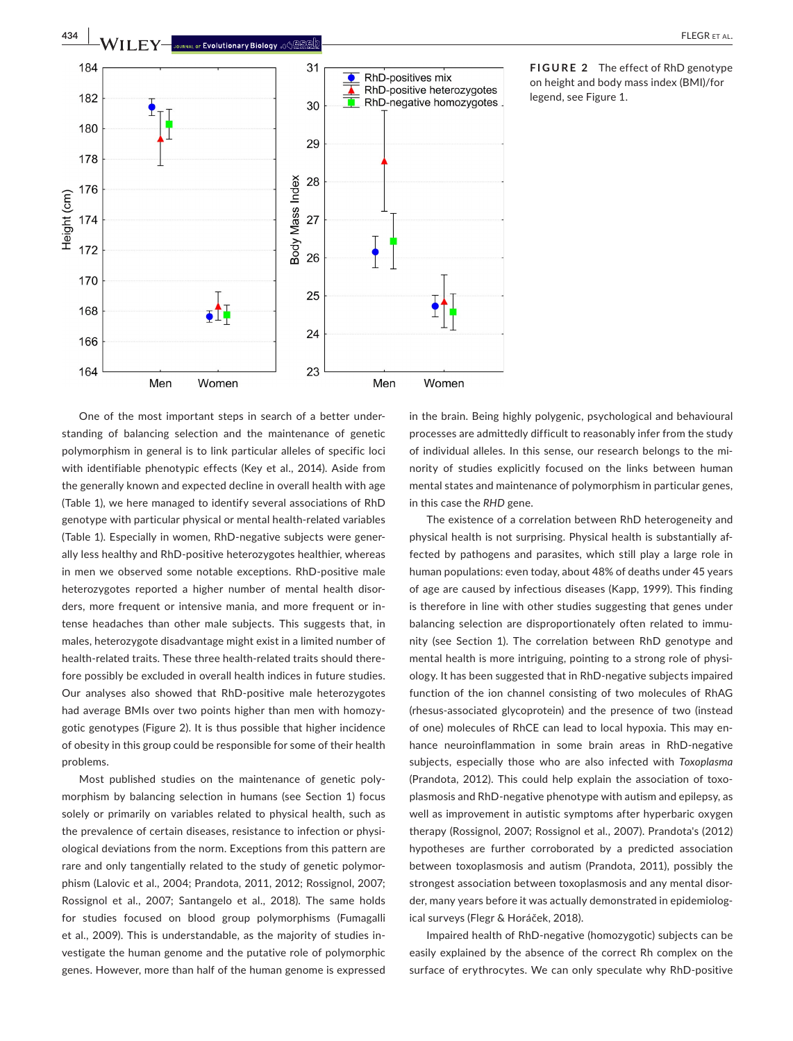**FIGURE 2** The effect of RhD genotype on height and body mass index (BMI)/for legend, see Figure 1.

One of the most important steps in search of a better understanding of balancing selection and the maintenance of genetic polymorphism in general is to link particular alleles of specific loci with identifiable phenotypic effects (Key et al., 2014). Aside from the generally known and expected decline in overall health with age (Table 1), we here managed to identify several associations of RhD genotype with particular physical or mental health-related variables (Table 1). Especially in women, RhD-negative subjects were generally less healthy and RhD-positive heterozygotes healthier, whereas in men we observed some notable exceptions. RhD-positive male heterozygotes reported a higher number of mental health disorders, more frequent or intensive mania, and more frequent or intense headaches than other male subjects. This suggests that, in males, heterozygote disadvantage might exist in a limited number of health-related traits. These three health-related traits should therefore possibly be excluded in overall health indices in future studies. Our analyses also showed that RhD-positive male heterozygotes had average BMIs over two points higher than men with homozygotic genotypes (Figure 2). It is thus possible that higher incidence of obesity in this group could be responsible for some of their health problems.

Most published studies on the maintenance of genetic polymorphism by balancing selection in humans (see Section 1) focus solely or primarily on variables related to physical health, such as the prevalence of certain diseases, resistance to infection or physiological deviations from the norm. Exceptions from this pattern are rare and only tangentially related to the study of genetic polymorphism (Lalovic et al., 2004; Prandota, 2011, 2012; Rossignol, 2007; Rossignol et al., 2007; Santangelo et al., 2018). The same holds for studies focused on blood group polymorphisms (Fumagalli et al., 2009). This is understandable, as the majority of studies investigate the human genome and the putative role of polymorphic genes. However, more than half of the human genome is expressed in the brain. Being highly polygenic, psychological and behavioural processes are admittedly difficult to reasonably infer from the study of individual alleles. In this sense, our research belongs to the minority of studies explicitly focused on the links between human mental states and maintenance of polymorphism in particular genes, in this case the *RHD* gene.

The existence of a correlation between RhD heterogeneity and physical health is not surprising. Physical health is substantially affected by pathogens and parasites, which still play a large role in human populations: even today, about 48% of deaths under 45 years of age are caused by infectious diseases (Kapp, 1999). This finding is therefore in line with other studies suggesting that genes under balancing selection are disproportionately often related to immunity (see Section 1). The correlation between RhD genotype and mental health is more intriguing, pointing to a strong role of physiology. It has been suggested that in RhD-negative subjects impaired function of the ion channel consisting of two molecules of RhAG (rhesus-associated glycoprotein) and the presence of two (instead of one) molecules of RhCE can lead to local hypoxia. This may enhance neuroinflammation in some brain areas in RhD-negative subjects, especially those who are also infected with *Toxoplasma* (Prandota, 2012). This could help explain the association of toxoplasmosis and RhD-negative phenotype with autism and epilepsy, as well as improvement in autistic symptoms after hyperbaric oxygen therapy (Rossignol, 2007; Rossignol et al., 2007). Prandota's (2012) hypotheses are further corroborated by a predicted association between toxoplasmosis and autism (Prandota, 2011), possibly the strongest association between toxoplasmosis and any mental disorder, many years before it was actually demonstrated in epidemiological surveys (Flegr & Horáček, 2018).

Impaired health of RhD-negative (homozygotic) subjects can be easily explained by the absence of the correct Rh complex on the surface of erythrocytes. We can only speculate why RhD-positive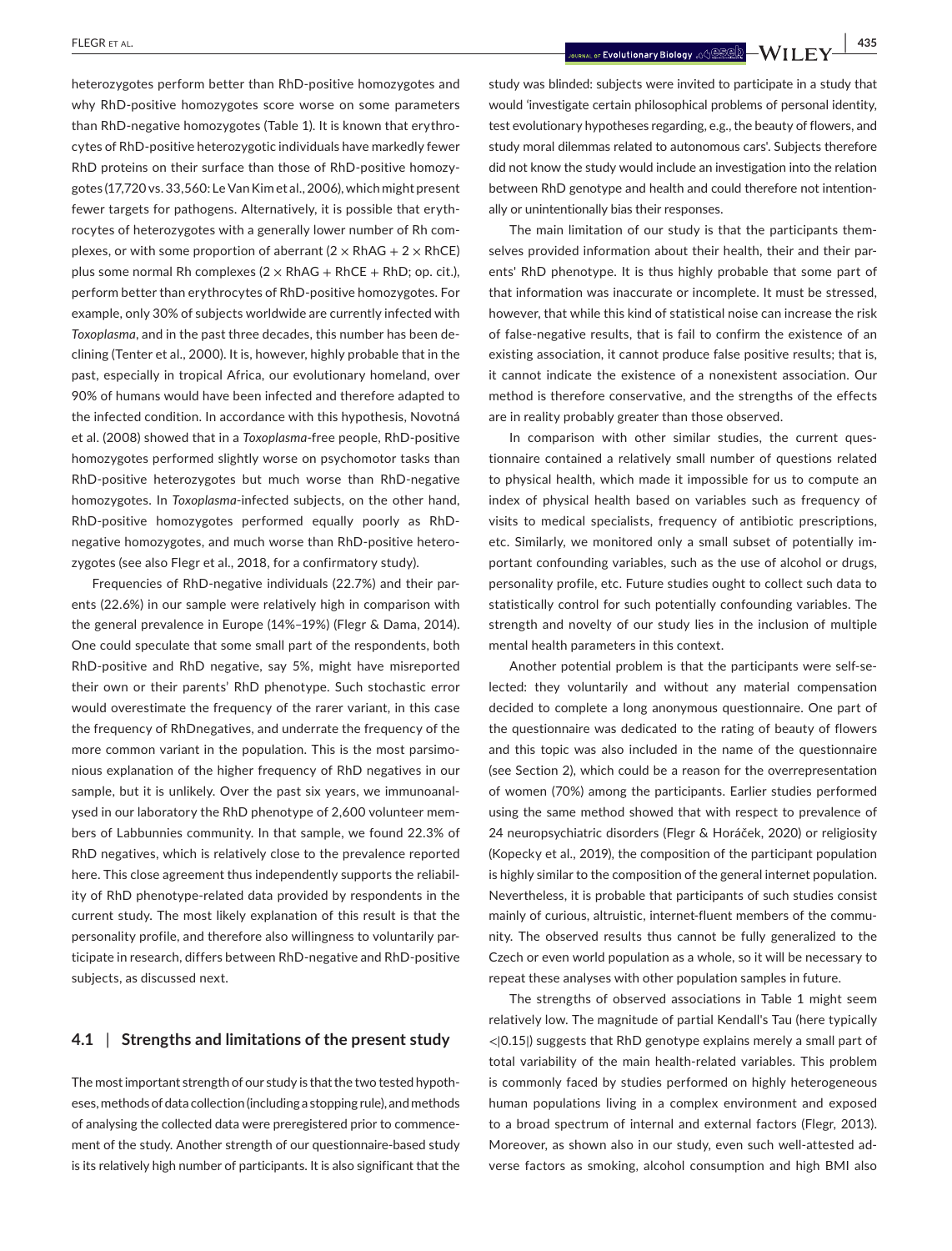heterozygotes perform better than RhD-positive homozygotes and why RhD-positive homozygotes score worse on some parameters than RhD-negative homozygotes (Table 1). It is known that erythrocytes of RhD-positive heterozygotic individuals have markedly fewer RhD proteins on their surface than those of RhD-positive homozygotes (17,720 vs. 33,560: Le Van Kim et al., 2006), which might present fewer targets for pathogens. Alternatively, it is possible that erythrocytes of heterozygotes with a generally lower number of Rh complexes, or with some proportion of aberrant ($2 \times$ RhAG + $2 \times$ RhCE) plus some normal Rh complexes ($2 \times$ RhAG + RhCE + RhD; op. cit.), perform better than erythrocytes of RhD-positive homozygotes. For example, only 30% of subjects worldwide are currently infected with *Toxoplasma*, and in the past three decades, this number has been declining (Tenter et al., 2000). It is, however, highly probable that in the past, especially in tropical Africa, our evolutionary homeland, over 90% of humans would have been infected and therefore adapted to the infected condition. In accordance with this hypothesis, Novotná et al. (2008) showed that in a *Toxoplasma*-free people, RhD-positive homozygotes performed slightly worse on psychomotor tasks than RhD-positive heterozygotes but much worse than RhD-negative homozygotes. In *Toxoplasma*-infected subjects, on the other hand, RhD-positive homozygotes performed equally poorly as RhD-negative homozygotes, and much worse than RhD-positive heterozygotes (see also Flegr et al., 2018, for a confirmatory study).

Frequencies of RhD-negative individuals (22.7%) and their parents (22.6%) in our sample were relatively high in comparison with the general prevalence in Europe (14%–19%) (Flegr & Dama, 2014). One could speculate that some small part of the respondents, both RhD-positive and RhD negative, say 5%, might have misreported their own or their parents' RhD phenotype. Such stochastic error would overestimate the frequency of the rarer variant, in this case the frequency of RhDnegatives, and underrate the frequency of the more common variant in the population. This is the most parsimonious explanation of the higher frequency of RhD negatives in our sample, but it is unlikely. Over the past six years, we immunoanalysed in our laboratory the RhD phenotype of 2,600 volunteer members of Labbunnies community. In that sample, we found 22.3% of RhD negatives, which is relatively close to the prevalence reported here. This close agreement thus independently supports the reliability of RhD phenotype-related data provided by respondents in the current study. The most likely explanation of this result is that the personality profile, and therefore also willingness to voluntarily participate in research, differs between RhD-negative and RhD-positive subjects, as discussed next.

## 4.1 | Strengths and limitations of the present study

The most important strength of our study is that the two tested hypotheses, methods of data collection (including a stopping rule), and methods of analysing the collected data were preregistered prior to commencement of the study. Another strength of our questionnaire-based study is its relatively high number of participants. It is also significant that the study was blinded: subjects were invited to participate in a study that would 'investigate certain philosophical problems of personal identity, test evolutionary hypotheses regarding, e.g., the beauty of flowers, and study moral dilemmas related to autonomous cars'. Subjects therefore did not know the study would include an investigation into the relation between RhD genotype and health and could therefore not intentionally or unintentionally bias their responses.

The main limitation of our study is that the participants themselves provided information about their health, their and their parents' RhD phenotype. It is thus highly probable that some part of that information was inaccurate or incomplete. It must be stressed, however, that while this kind of statistical noise can increase the risk of false-negative results, that is fail to confirm the existence of an existing association, it cannot produce false positive results; that is, it cannot indicate the existence of a nonexistent association. Our method is therefore conservative, and the strengths of the effects are in reality probably greater than those observed.

In comparison with other similar studies, the current questionnaire contained a relatively small number of questions related to physical health, which made it impossible for us to compute an index of physical health based on variables such as frequency of visits to medical specialists, frequency of antibiotic prescriptions, etc. Similarly, we monitored only a small subset of potentially important confounding variables, such as the use of alcohol or drugs, personality profile, etc. Future studies ought to collect such data to statistically control for such potentially confounding variables. The strength and novelty of our study lies in the inclusion of multiple mental health parameters in this context.

Another potential problem is that the participants were self-selected: they voluntarily and without any material compensation decided to complete a long anonymous questionnaire. One part of the questionnaire was dedicated to the rating of beauty of flowers and this topic was also included in the name of the questionnaire (see Section 2), which could be a reason for the overrepresentation of women (70%) among the participants. Earlier studies performed using the same method showed that with respect to prevalence of 24 neuropsychiatric disorders (Flegr & Horáček, 2020) or religiosity (Kopecky et al., 2019), the composition of the participant population is highly similar to the composition of the general internet population. Nevertheless, it is probable that participants of such studies consist mainly of curious, altruistic, internet-fluent members of the community. The observed results thus cannot be fully generalized to the Czech or even world population as a whole, so it will be necessary to repeat these analyses with other population samples in future.

The strengths of observed associations in Table 1 might seem relatively low. The magnitude of partial Kendall's Tau (here typically $<|0.15|$) suggests that RhD genotype explains merely a small part of total variability of the main health-related variables. This problem is commonly faced by studies performed on highly heterogeneous human populations living in a complex environment and exposed to a broad spectrum of internal and external factors (Flegr, 2013). Moreover, as shown also in our study, even such well-attested adverse factors as smoking, alcohol consumption and high BMI also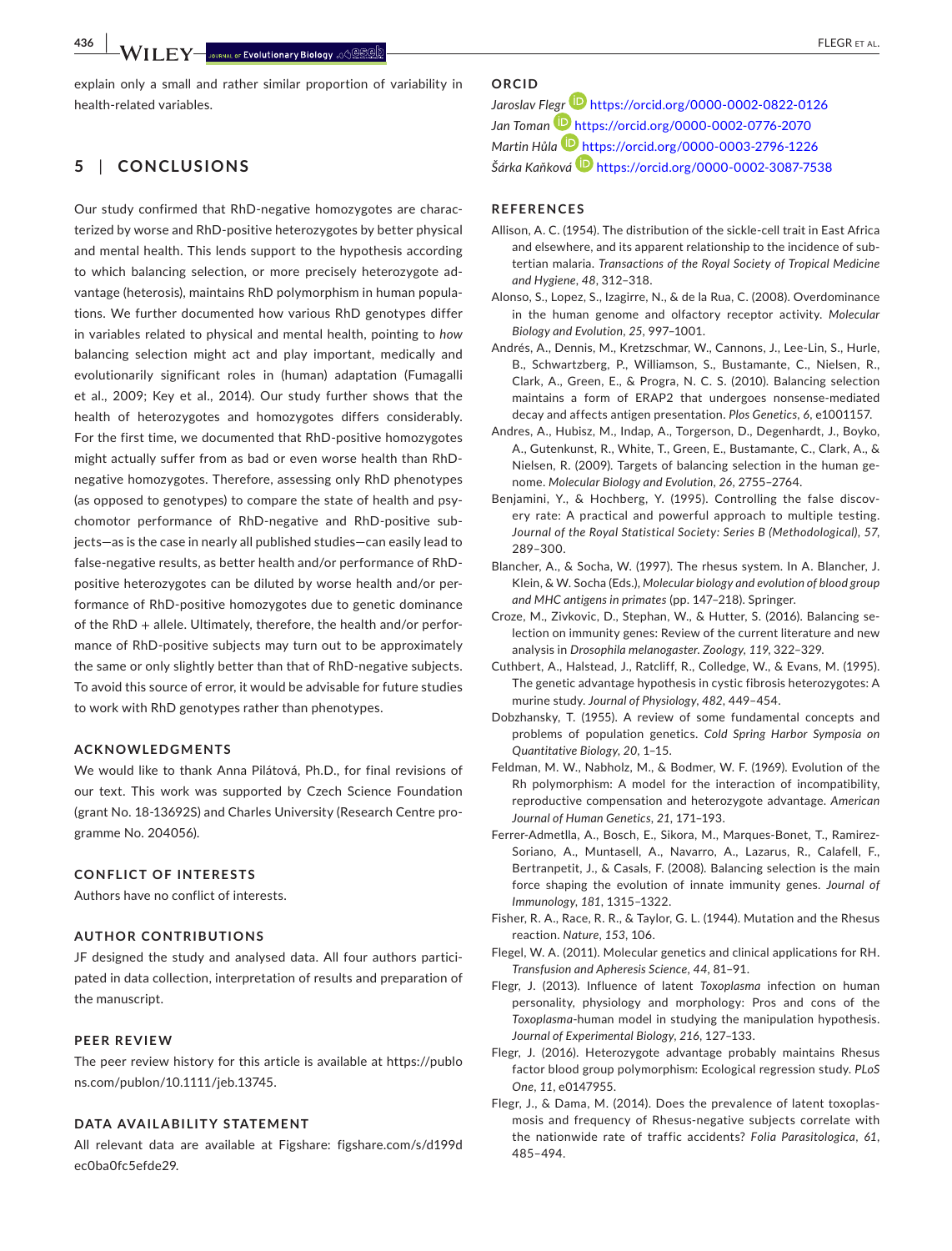explain only a small and rather similar proportion of variability in health-related variables.

## 5 | CONCLUSIONS

Our study confirmed that RhD-negative homozygotes are characterized by worse and RhD-positive heterozygotes by better physical and mental health. This lends support to the hypothesis according to which balancing selection, or more precisely heterozygote advantage (heterosis), maintains RhD polymorphism in human populations. We further documented how various RhD genotypes differ in variables related to physical and mental health, pointing to *how* balancing selection might act and play important, medically and evolutionarily significant roles in (human) adaptation (Fumagalli et al., 2009; Key et al., 2014). Our study further shows that the health of heterozygotes and homozygotes differs considerably. For the first time, we documented that RhD-positive homozygotes might actually suffer from as bad or even worse health than RhD-negative homozygotes. Therefore, assessing only RhD phenotypes (as opposed to genotypes) to compare the state of health and psychomotor performance of RhD-negative and RhD-positive subjects—as is the case in nearly all published studies—can easily lead to false-negative results, as better health and/or performance of RhD-positive heterozygotes can be diluted by worse health and/or performance of RhD-positive homozygotes due to genetic dominance of the RhD + allele. Ultimately, therefore, the health and/or performance of RhD-positive subjects may turn out to be approximately the same or only slightly better than that of RhD-negative subjects. To avoid this source of error, it would be advisable for future studies to work with RhD genotypes rather than phenotypes.

### ACKNOWLEDGMENTS

We would like to thank Anna Pilátová, Ph.D., for final revisions of our text. This work was supported by Czech Science Foundation (grant No. 18-13692S) and Charles University (Research Centre programme No. 204056).

### CONFLICT OF INTERESTS

Authors have no conflict of interests.

### AUTHOR CONTRIBUTIONS

JF designed the study and analysed data. All four authors participated in data collection, interpretation of results and preparation of the manuscript.

### PEER REVIEW

The peer review history for this article is available at https://publons.com/publon/10.1111/jeb.13745.

### DATA AVAILABILITY STATEMENT

All relevant data are available at Figshare: figshare.com/s/d199dec0ba0fc5efde29.

### ORCID

*Jaroslav Flegr* https://orcid.org/0000-0002-0822-0126
*Jan Toman* https://orcid.org/0000-0002-0776-2070
*Martin Hůla* https://orcid.org/0000-0003-2796-1226
*Šárka Kaňková* https://orcid.org/0000-0002-3087-7538

### REFERENCES

Allison, A. C. (1954). The distribution of the sickle-cell trait in East Africa and elsewhere, and its apparent relationship to the incidence of subtertian malaria. *Transactions of the Royal Society of Tropical Medicine and Hygiene*, *48*, 312–318.

Alonso, S., Lopez, S., Izagirre, N., & de la Rua, C. (2008). Overdominance in the human genome and olfactory receptor activity. *Molecular Biology and Evolution*, *25*, 997–1001.

Andrés, A., Dennis, M., Kretzschmar, W., Cannons, J., Lee-Lin, S., Hurle, B., Schwartzberg, P., Williamson, S., Bustamante, C., Nielsen, R., Clark, A., Green, E., & Progra, N. C. S. (2010). Balancing selection maintains a form of ERAP2 that undergoes nonsense-mediated decay and affects antigen presentation. *Plos Genetics*, *6*, e1001157.

Andres, A., Hubisz, M., Indap, A., Torgerson, D., Degenhardt, J., Boyko, A., Gutenkunst, R., White, T., Green, E., Bustamante, C., Clark, A., & Nielsen, R. (2009). Targets of balancing selection in the human genome. *Molecular Biology and Evolution*, *26*, 2755–2764.

Benjamini, Y., & Hochberg, Y. (1995). Controlling the false discovery rate: A practical and powerful approach to multiple testing. *Journal of the Royal Statistical Society: Series B (Methodological)*, *57*, 289–300.

Blancher, A., & Socha, W. (1997). The rhesus system. In A. Blancher, J. Klein, & W. Socha (Eds.), *Molecular biology and evolution of blood group and MHC antigens in primates* (pp. 147–218). Springer.

Croze, M., Zivkovic, D., Stephan, W., & Hutter, S. (2016). Balancing selection on immunity genes: Review of the current literature and new analysis in *Drosophila melanogaster*. *Zoology*, *119*, 322–329.

Cuthbert, A., Halstead, J., Ratcliff, R., Colledge, W., & Evans, M. (1995). The genetic advantage hypothesis in cystic fibrosis heterozygotes: A murine study. *Journal of Physiology*, *482*, 449–454.

Dobzhansky, T. (1955). A review of some fundamental concepts and problems of population genetics. *Cold Spring Harbor Symposia on Quantitative Biology*, *20*, 1–15.

Feldman, M. W., Nabholz, M., & Bodmer, W. F. (1969). Evolution of the Rh polymorphism: A model for the interaction of incompatibility, reproductive compensation and heterozygote advantage. *American Journal of Human Genetics*, *21*, 171–193.

Ferrer-Admetlla, A., Bosch, E., Sikora, M., Marques-Bonet, T., Ramirez-Soriano, A., Muntasell, A., Navarro, A., Lazarus, R., Calafell, F., Bertranpetit, J., & Casals, F. (2008). Balancing selection is the main force shaping the evolution of innate immunity genes. *Journal of Immunology*, *181*, 1315–1322.

Fisher, R. A., Race, R. R., & Taylor, G. L. (1944). Mutation and the Rhesus reaction. *Nature*, *153*, 106.

Flegel, W. A. (2011). Molecular genetics and clinical applications for RH. *Transfusion and Apheresis Science*, *44*, 81–91.

Flegr, J. (2013). Influence of latent *Toxoplasma* infection on human personality, physiology and morphology: Pros and cons of the *Toxoplasma*-human model in studying the manipulation hypothesis. *Journal of Experimental Biology*, *216*, 127–133.

Flegr, J. (2016). Heterozygote advantage probably maintains Rhesus factor blood group polymorphism: Ecological regression study. *PLoS One*, *11*, e0147955.

Flegr, J., & Dama, M. (2014). Does the prevalence of latent toxoplasmosis and frequency of Rhesus-negative subjects correlate with the nationwide rate of traffic accidents? *Folia Parasitologica*, *61*, 485–494.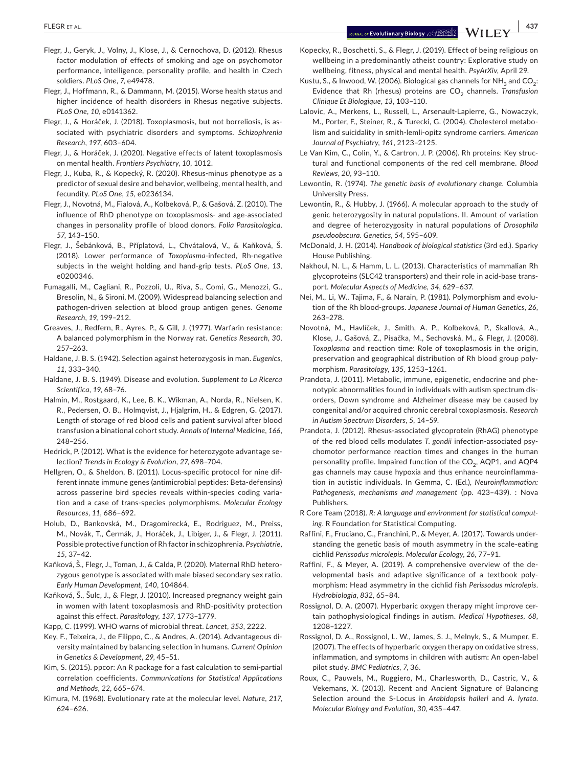Flegr, J., Geryk, J., Volny, J., Klose, J., & Cernochova, D. (2012). Rhesus factor modulation of effects of smoking and age on psychomotor performance, intelligence, personality profile, and health in Czech soldiers. *PLoS One*, *7*, e49478.

Flegr, J., Hoffmann, R., & Dammann, M. (2015). Worse health status and higher incidence of health disorders in Rhesus negative subjects. *PLoS One*, *10*, e0141362.

Flegr, J., & Horáček, J. (2018). Toxoplasmosis, but not borreliosis, is associated with psychiatric disorders and symptoms. *Schizophrenia Research*, *197*, 603–604.

Flegr, J., & Horáček, J. (2020). Negative effects of latent toxoplasmosis on mental health. *Frontiers Psychiatry*, *10*, 1012.

Flegr, J., Kuba, R., & Kopecký, R. (2020). Rhesus-minus phenotype as a predictor of sexual desire and behavior, wellbeing, mental health, and fecundity. *PLoS One*, *15*, e0236134.

Flegr, J., Novotná, M., Fialová, A., Kolbeková, P., & Gašová, Z. (2010). The influence of RhD phenotype on toxoplasmosis- and age-associated changes in personality profile of blood donors. *Folia Parasitologica*, *57*, 143–150.

Flegr, J., Šebánková, B., Příplatová, L., Chvátalová, V., & Kaňková, Š. (2018). Lower performance of *Toxoplasma*-infected, Rh-negative subjects in the weight holding and hand-grip tests. *PLoS One*, *13*, e0200346.

Fumagalli, M., Cagliani, R., Pozzoli, U., Riva, S., Comi, G., Menozzi, G., Bresolin, N., & Sironi, M. (2009). Widespread balancing selection and pathogen-driven selection at blood group antigen genes. *Genome Research*, *19*, 199–212.

Greaves, J., Redfern, R., Ayres, P., & Gill, J. (1977). Warfarin resistance: A balanced polymorphism in the Norway rat. *Genetics Research*, *30*, 257–263.

Haldane, J. B. S. (1942). Selection against heterozygosis in man. *Eugenics*, *11*, 333–340.

Haldane, J. B. S. (1949). Disease and evolution. *Supplement to La Ricerca Scientifica*, *19*, 68–76.

Halmin, M., Rostgaard, K., Lee, B. K., Wikman, A., Norda, R., Nielsen, K. R., Pedersen, O. B., Holmqvist, J., Hjalgrim, H., & Edgren, G. (2017). Length of storage of red blood cells and patient survival after blood transfusion a binational cohort study. *Annals of Internal Medicine*, *166*, 248–256.

Hedrick, P. (2012). What is the evidence for heterozygote advantage selection? *Trends in Ecology & Evolution*, *27*, 698–704.

Hellgren, O., & Sheldon, B. (2011). Locus-specific protocol for nine different innate immune genes (antimicrobial peptides: Beta-defensins) across passerine bird species reveals within-species coding variation and a case of trans-species polymorphisms. *Molecular Ecology Resources*, *11*, 686–692.

Holub, D., Bankovská, M., Dragomirecká, E., Rodriguez, M., Preiss, M., Novák, T., Čermák, J., Horáček, J., Libiger, J., & Flegr, J. (2011). Possible protective function of Rh factor in schizophrenia. *Psychiatrie*, *15*, 37–42.

Kaňková, Š., Flegr, J., Toman, J., & Calda, P. (2020). Maternal RhD heterozygous genotype is associated with male biased secondary sex ratio. *Early Human Development*, *140*, 104864.

Kaňková, Š., Šulc, J., & Flegr, J. (2010). Increased pregnancy weight gain in women with latent toxoplasmosis and RhD-positivity protection against this effect. *Parasitology*, *137*, 1773–1779.

Kapp, C. (1999). WHO warns of microbial threat. *Lancet*, *353*, 2222.

Key, F., Teixeira, J., de Filippo, C., & Andres, A. (2014). Advantageous diversity maintained by balancing selection in humans. *Current Opinion in Genetics & Development*, *29*, 45–51.

Kim, S. (2015). ppcor: An R package for a fast calculation to semi-partial correlation coefficients. *Communications for Statistical Applications and Methods*, *22*, 665–674.

Kimura, M. (1968). Evolutionary rate at the molecular level. *Nature*, *217*, 624–626.

Kopecky, R., Boschetti, S., & Flegr, J. (2019). Effect of being religious on wellbeing in a predominantly atheist country: Explorative study on wellbeing, fitness, physical and mental health. *PsyArXiv*, April 29.

Kustu, S., & Inwood, W. (2006). Biological gas channels for $NH_3$ and $CO_2$: Evidence that Rh (rhesus) proteins are $CO_2$ channels. *Transfusion Clinique Et Biologique*, *13*, 103–110.

Lalovic, A., Merkens, L., Russell, L., Arsenault-Lapierre, G., Nowaczyk, M., Porter, F., Steiner, R., & Turecki, G. (2004). Cholesterol metabolism and suicidality in smith-lemli-opitz syndrome carriers. *American Journal of Psychiatry*, *161*, 2123–2125.

Le Van Kim, C., Colin, Y., & Cartron, J. P. (2006). Rh proteins: Key structural and functional components of the red cell membrane. *Blood Reviews*, *20*, 93–110.

Lewontin, R. (1974). *The genetic basis of evolutionary change*. Columbia University Press.

Lewontin, R., & Hubby, J. (1966). A molecular approach to the study of genic heterozygosity in natural populations. II. Amount of variation and degree of heterozygosity in natural populations of *Drosophila pseudoobscura*. *Genetics*, *54*, 595–609.

McDonald, J. H. (2014). *Handbook of biological statistics* (3rd ed.). Sparky House Publishing.

Nakhoul, N. L., & Hamm, L. L. (2013). Characteristics of mammalian Rh glycoproteins (SLC42 transporters) and their role in acid-base transport. *Molecular Aspects of Medicine*, *34*, 629–637.

Nei, M., Li, W., Tajima, F., & Narain, P. (1981). Polymorphism and evolution of the Rh blood-groups. *Japanese Journal of Human Genetics*, *26*, 263–278.

Novotná, M., Havlíček, J., Smith, A. P., Kolbeková, P., Skallová, A., Klose, J., Gašová, Z., Písačka, M., Sechovská, M., & Flegr, J. (2008). *Toxoplasma* and reaction time: Role of toxoplasmosis in the origin, preservation and geographical distribution of Rh blood group polymorphism. *Parasitology*, *135*, 1253–1261.

Prandota, J. (2011). Metabolic, immune, epigenetic, endocrine and phenotypic abnormalities found in individuals with autism spectrum disorders, Down syndrome and Alzheimer disease may be caused by congenital and/or acquired chronic cerebral toxoplasmosis. *Research in Autism Spectrum Disorders*, *5*, 14–59.

Prandota, J. (2012). Rhesus-associated glycoprotein (RhAG) phenotype of the red blood cells modulates *T. gondii* infection-associated psychomotor performance reaction times and changes in the human personality profile. Impaired function of the $CO_2$, AQP1, and AQP4 gas channels may cause hypoxia and thus enhance neuroinflammation in autistic individuals. In Gemma, C. (Ed.), *Neuroinflammation: Pathogenesis, mechanisms and management* (pp. 423–439). : Nova Publishers.

R Core Team (2018). *R: A language and environment for statistical computing*. R Foundation for Statistical Computing.

Raffini, F., Fruciano, C., Franchini, P., & Meyer, A. (2017). Towards understanding the genetic basis of mouth asymmetry in the scale-eating cichlid *Perissodus microlepis*. *Molecular Ecology*, *26*, 77–91.

Raffini, F., & Meyer, A. (2019). A comprehensive overview of the developmental basis and adaptive significance of a textbook polymorphism: Head asymmetry in the cichlid fish *Perissodus microlepis*. *Hydrobiologia*, *832*, 65–84.

Rossignol, D. A. (2007). Hyperbaric oxygen therapy might improve certain pathophysiological findings in autism. *Medical Hypotheses*, *68*, 1208–1227.

Rossignol, D. A., Rossignol, L. W., James, S. J., Melnyk, S., & Mumper, E. (2007). The effects of hyperbaric oxygen therapy on oxidative stress, inflammation, and symptoms in children with autism: An open-label pilot study. *BMC Pediatrics*, *7*, 36.

Roux, C., Pauwels, M., Ruggiero, M., Charlesworth, D., Castric, V., & Vekemans, X. (2013). Recent and Ancient Signature of Balancing Selection around the S-Locus in *Arabidopsis halleri* and *A. lyrata*. *Molecular Biology and Evolution*, *30*, 435–447.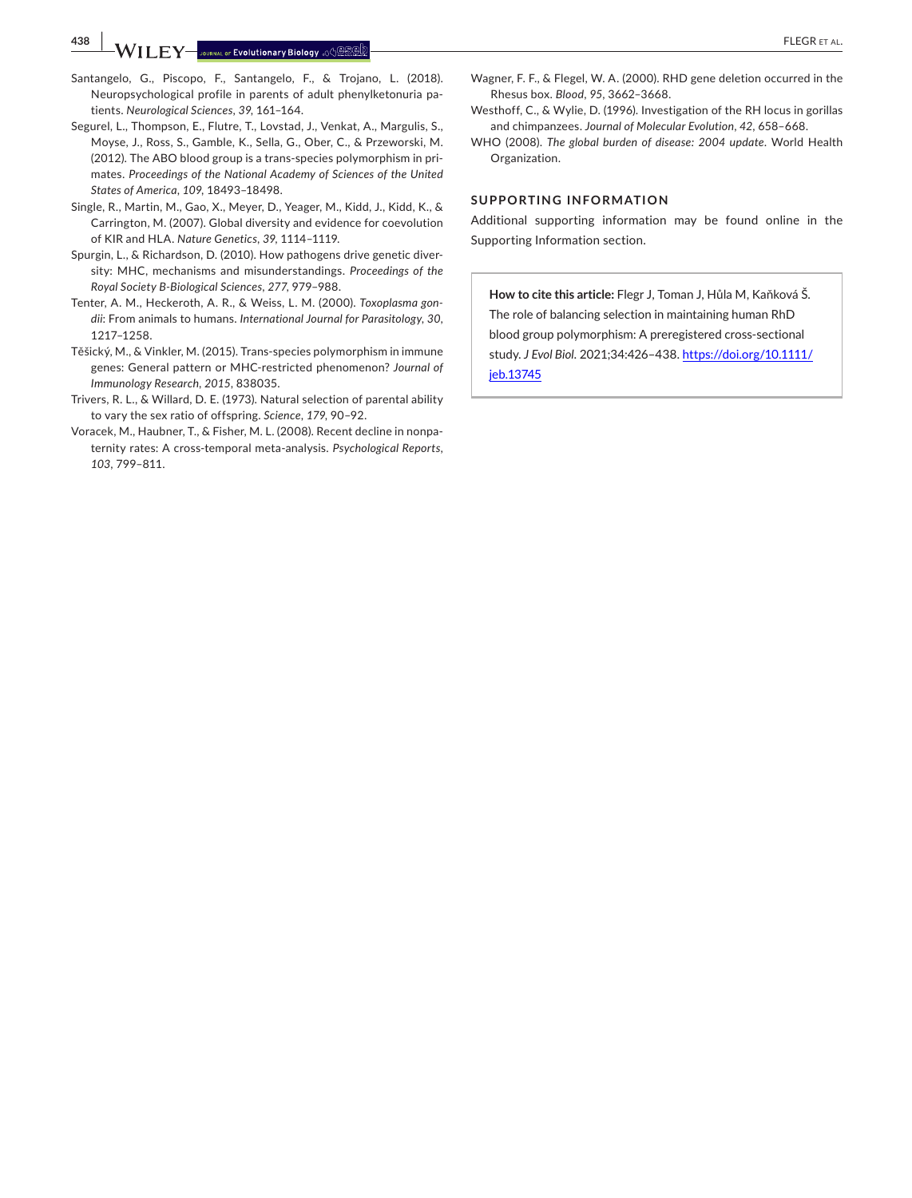Santangelo, G., Piscopo, F., Santangelo, F., & Trojano, L. (2018). Neuropsychological profile in parents of adult phenylketonuria patients. *Neurological Sciences*, *39*, 161–164.

Segurel, L., Thompson, E., Flutre, T., Lovstad, J., Venkat, A., Margulis, S., Moyse, J., Ross, S., Gamble, K., Sella, G., Ober, C., & Przeworski, M. (2012). The ABO blood group is a trans-species polymorphism in primates. *Proceedings of the National Academy of Sciences of the United States of America*, *109*, 18493–18498.

Single, R., Martin, M., Gao, X., Meyer, D., Yeager, M., Kidd, J., Kidd, K., & Carrington, M. (2007). Global diversity and evidence for coevolution of KIR and HLA. *Nature Genetics*, *39*, 1114–1119.

Spurgin, L., & Richardson, D. (2010). How pathogens drive genetic diversity: MHC, mechanisms and misunderstandings. *Proceedings of the Royal Society B-Biological Sciences*, *277*, 979–988.

Tenter, A. M., Heckeroth, A. R., & Weiss, L. M. (2000). *Toxoplasma gondii*: From animals to humans. *International Journal for Parasitology*, *30*, 1217–1258.

Těšický, M., & Vinkler, M. (2015). Trans-species polymorphism in immune genes: General pattern or MHC-restricted phenomenon? *Journal of Immunology Research*, *2015*, 838035.

Trivers, R. L., & Willard, D. E. (1973). Natural selection of parental ability to vary the sex ratio of offspring. *Science*, *179*, 90–92.

Voracek, M., Haubner, T., & Fisher, M. L. (2008). Recent decline in nonpaternity rates: A cross-temporal meta-analysis. *Psychological Reports*, *103*, 799–811.

Wagner, F. F., & Flegel, W. A. (2000). RHD gene deletion occurred in the Rhesus box. *Blood*, *95*, 3662–3668.

Westhoff, C., & Wylie, D. (1996). Investigation of the RH locus in gorillas and chimpanzees. *Journal of Molecular Evolution*, *42*, 658–668.

WHO (2008). *The global burden of disease: 2004 update*. World Health Organization.

## SUPPORTING INFORMATION

Additional supporting information may be found online in the Supporting Information section.

**How to cite this article:** Flegr J, Toman J, Hůla M, Kaňková Š. The role of balancing selection in maintaining human RhD blood group polymorphism: A preregistered cross-sectional study. *J Evol Biol*. 2021;34:426–438. https://doi.org/10.1111/jeb.13745